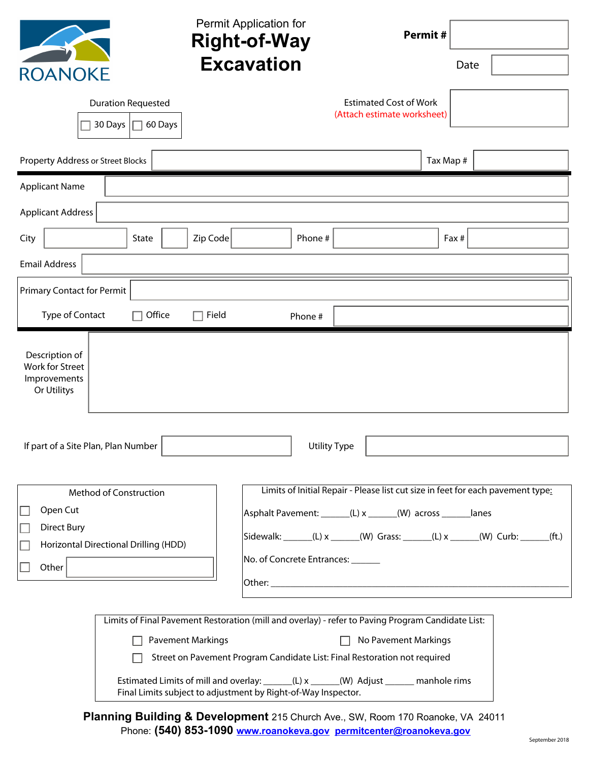ROANOKE

Permit Application for

# Right-of-Way Excavation

**Permit #** ____________

Date ____________

Duration Requested

☐ 30 Days ☐ 60 Days

Estimated Cost of Work (Attach estimate worksheet) ____________

Property Address or Street Blocks ____________ Tax Map # ____________

Applicant Name ____________

Applicant Address ____________

City ____________ State ____ Zip Code ____________ Phone # ____________ Fax # ____________

Email Address ____________

Primary Contact for Permit ____________

Type of Contact ☐ Office ☐ Field Phone # ____________

Description of Work for Street Improvements Or Utilitys ____________

If part of a Site Plan, Plan Number ____________ Utility Type ____________

**Method of Construction**

☐ Open Cut

☐ Direct Bury

☐ Horizontal Directional Drilling (HDD)

☐ Other ____________

**Limits of Initial Repair - Please list cut size in feet for each pavement type:**

Asphalt Pavement: ______(L) x ______(W) across ______lanes

Sidewalk: ______(L) x ______(W) Grass: ______(L) x ______(W) Curb: ______(ft.)

No. of Concrete Entrances: ______

Other: ____________________________________________

**Limits of Final Pavement Restoration (mill and overlay) - refer to Paving Program Candidate List:**

☐ Pavement Markings ☐ No Pavement Markings

☐ Street on Pavement Program Candidate List: Final Restoration not required

Estimated Limits of mill and overlay: ______(L) x ______(W) Adjust ______ manhole rims
Final Limits subject to adjustment by Right-of-Way Inspector.

**Planning Building & Development** 215 Church Ave., SW, Room 170 Roanoke, VA 24011
Phone: **(540) 853-1090** www.roanokeva.gov permitcenter@roanokeva.gov

September 2018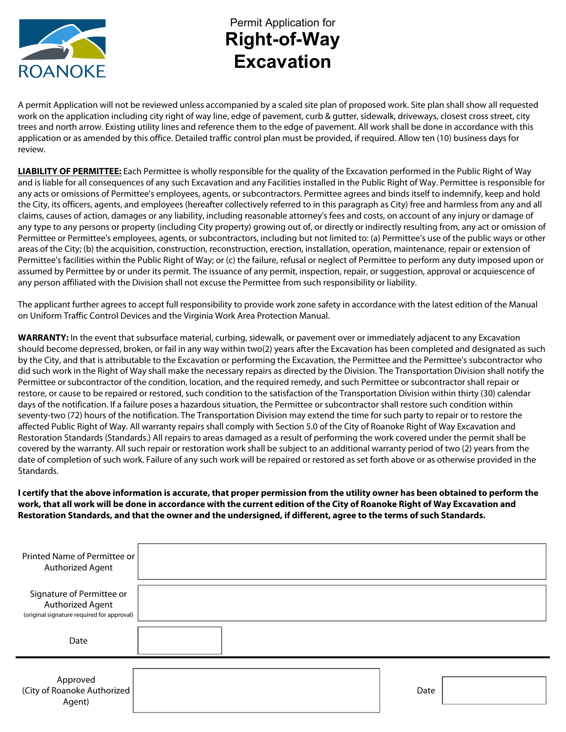ROANOKE

Permit Application for

# Right-of-Way Excavation

A permit Application will not be reviewed unless accompanied by a scaled site plan of proposed work. Site plan shall show all requested work on the application including city right of way line, edge of pavement, curb & gutter, sidewalk, driveways, closest cross street, city trees and north arrow. Existing utility lines and reference them to the edge of pavement. All work shall be done in accordance with this application or as amended by this office. Detailed traffic control plan must be provided, if required. Allow ten (10) business days for review.

**LIABILITY OF PERMITTEE:** Each Permittee is wholly responsible for the quality of the Excavation performed in the Public Right of Way and is liable for all consequences of any such Excavation and any Facilities installed in the Public Right of Way. Permittee is responsible for any acts or omissions of Permittee's employees, agents, or subcontractors. Permittee agrees and binds itself to indemnify, keep and hold the City, its officers, agents, and employees (hereafter collectively referred to in this paragraph as City) free and harmless from any and all claims, causes of action, damages or any liability, including reasonable attorney's fees and costs, on account of any injury or damage of any type to any persons or property (including City property) growing out of, or directly or indirectly resulting from, any act or omission of Permittee or Permittee's employees, agents, or subcontractors, including but not limited to: (a) Permittee's use of the public ways or other areas of the City; (b) the acquisition, construction, reconstruction, erection, installation, operation, maintenance, repair or extension of Permittee's facilities within the Public Right of Way; or (c) the failure, refusal or neglect of Permittee to perform any duty imposed upon or assumed by Permittee by or under its permit. The issuance of any permit, inspection, repair, or suggestion, approval or acquiescence of any person affiliated with the Division shall not excuse the Permittee from such responsibility or liability.

The applicant further agrees to accept full responsibility to provide work zone safety in accordance with the latest edition of the Manual on Uniform Traffic Control Devices and the Virginia Work Area Protection Manual.

**WARRANTY:** In the event that subsurface material, curbing, sidewalk, or pavement over or immediately adjacent to any Excavation should become depressed, broken, or fail in any way within two(2) years after the Excavation has been completed and designated as such by the City, and that is attributable to the Excavation or performing the Excavation, the Permittee and the Permittee's subcontractor who did such work in the Right of Way shall make the necessary repairs as directed by the Division. The Transportation Division shall notify the Permittee or subcontractor of the condition, location, and the required remedy, and such Permittee or subcontractor shall repair or restore, or cause to be repaired or restored, such condition to the satisfaction of the Transportation Division within thirty (30) calendar days of the notification. If a failure poses a hazardous situation, the Permittee or subcontractor shall restore such condition within seventy-two (72) hours of the notification. The Transportation Division may extend the time for such party to repair or to restore the affected Public Right of Way. All warranty repairs shall comply with Section 5.0 of the City of Roanoke Right of Way Excavation and Restoration Standards (Standards.) All repairs to areas damaged as a result of performing the work covered under the permit shall be covered by the warranty. All such repair or restoration work shall be subject to an additional warranty period of two (2) years from the date of completion of such work. Failure of any such work will be repaired or restored as set forth above or as otherwise provided in the Standards.

**I certify that the above information is accurate, that proper permission from the utility owner has been obtained to perform the work, that all work will be done in accordance with the current edition of the City of Roanoke Right of Way Excavation and Restoration Standards, and that the owner and the undersigned, if different, agree to the terms of such Standards.**

| | |
|---|---|
| Printed Name of Permittee or Authorized Agent | |
| Signature of Permittee or Authorized Agent (original signature required for approval) | |
| Date | |

| | | | |
|---|---|---|---|
| Approved (City of Roanoke Authorized Agent) | | Date | |